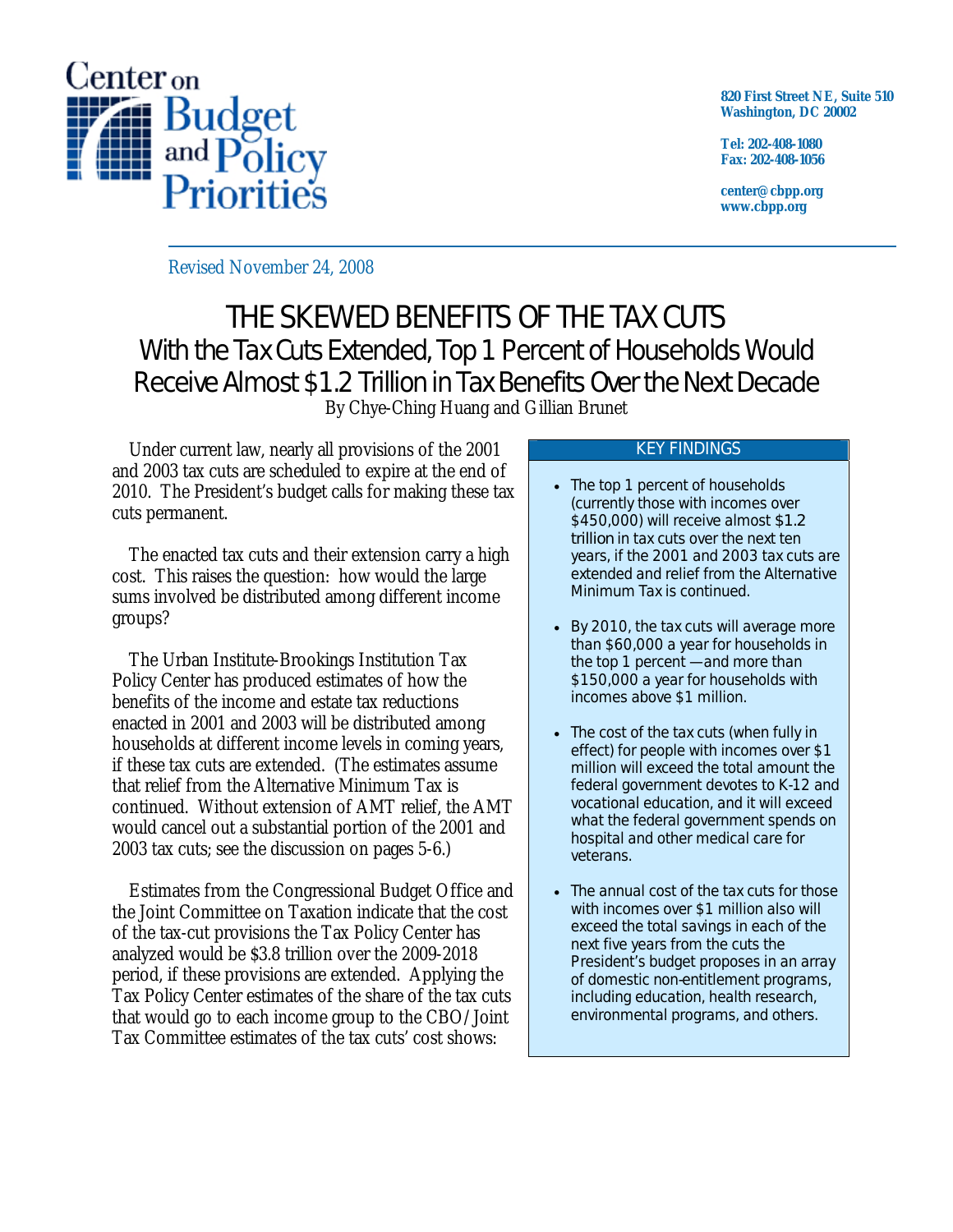Center on Budget and Policy Priorities

820 First Street NE, Suite 510
Washington, DC 20002

Tel: 202-408-1080
Fax: 202-408-1056

center@cbpp.org
www.cbpp.org

Revised November 24, 2008

# THE SKEWED BENEFITS OF THE TAX CUTS

## With the Tax Cuts Extended, Top 1 Percent of Households Would Receive Almost $1.2 Trillion in Tax Benefits Over the Next Decade

By Chye-Ching Huang and Gillian Brunet

Under current law, nearly all provisions of the 2001 and 2003 tax cuts are scheduled to expire at the end of 2010. The President's budget calls for making these tax cuts permanent.

The enacted tax cuts and their extension carry a high cost. This raises the question: how would the large sums involved be distributed among different income groups?

The Urban Institute-Brookings Institution Tax Policy Center has produced estimates of how the benefits of the income and estate tax reductions enacted in 2001 and 2003 will be distributed among households at different income levels in coming years, if these tax cuts are extended. (The estimates assume that relief from the Alternative Minimum Tax is continued. Without extension of AMT relief, the AMT would cancel out a substantial portion of the 2001 and 2003 tax cuts; see the discussion on pages 5-6.)

Estimates from the Congressional Budget Office and the Joint Committee on Taxation indicate that the cost of the tax-cut provisions the Tax Policy Center has analyzed would be $3.8 trillion over the 2009-2018 period, if these provisions are extended. Applying the Tax Policy Center estimates of the share of the tax cuts that would go to each income group to the CBO/Joint Tax Committee estimates of the tax cuts' cost shows:

**KEY FINDINGS**

- The top 1 percent of households (currently those with incomes over $450,000) will receive almost $1.2 trillion in tax cuts over the next ten years, if the 2001 and 2003 tax cuts are extended and relief from the Alternative Minimum Tax is continued.
- By 2010, the tax cuts will average more than $60,000 a year for households in the top 1 percent — and more than $150,000 a year for households with incomes above $1 million.
- The cost of the tax cuts (when fully in effect) for people with incomes over $1 million will exceed the total amount the federal government devotes to K-12 and vocational education, and it will exceed what the federal government spends on hospital and other medical care for veterans.
- The annual cost of the tax cuts for those with incomes over $1 million also will exceed the total savings in each of the next five years from the cuts the President's budget proposes in an array of domestic non-entitlement programs, including education, health research, environmental programs, and others.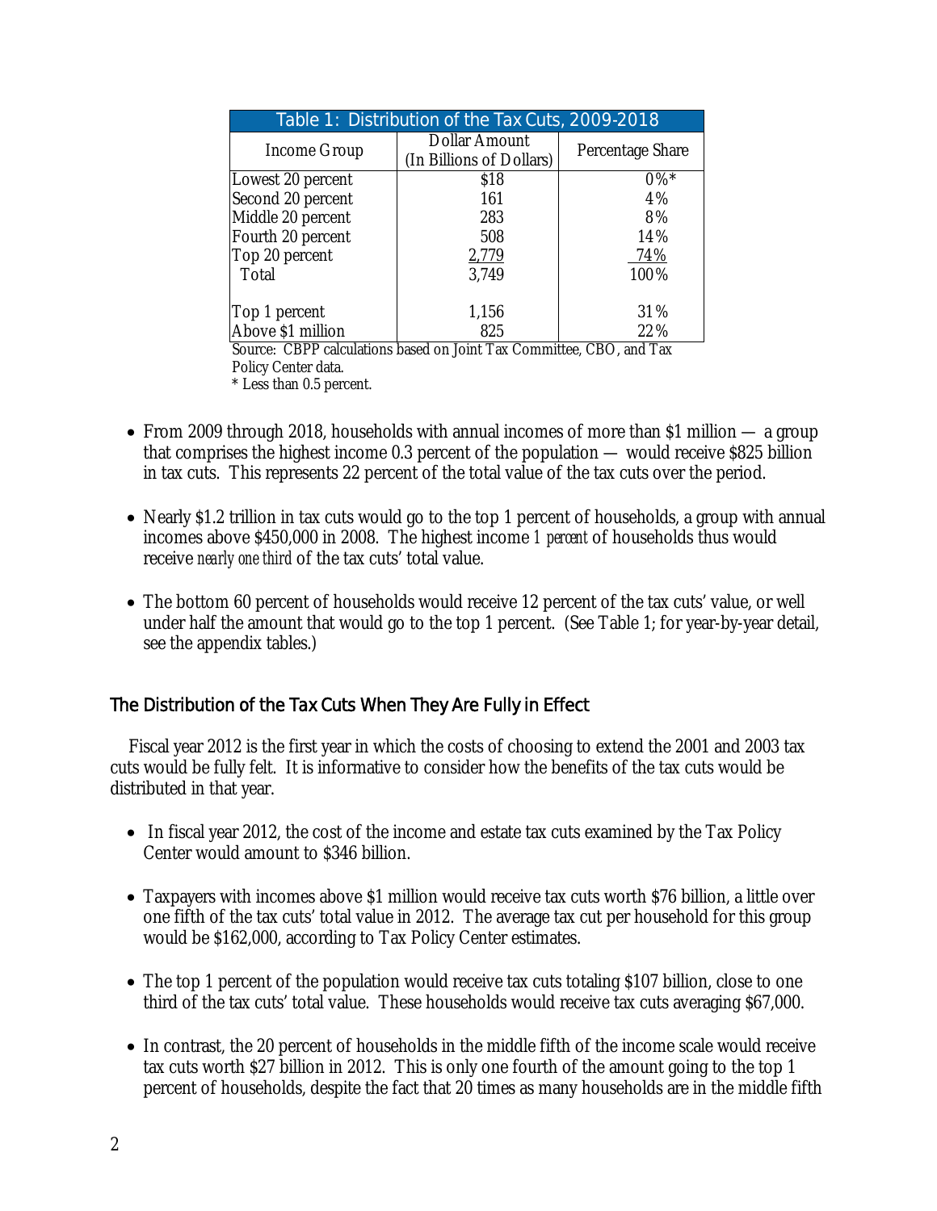| Table 1: Distribution of the Tax Cuts, 2009-2018 | | |
|---|---|---|
| Income Group | Dollar Amount (In Billions of Dollars) | Percentage Share |
| Lowest 20 percent | $18 | 0%* |
| Second 20 percent | 161 | 4% |
| Middle 20 percent | 283 | 8% |
| Fourth 20 percent | 508 | 14% |
| Top 20 percent | 2,779 | 74% |
| Total | 3,749 | 100% |
| | | |
| Top 1 percent | 1,156 | 31% |
| Above $1 million | 825 | 22% |

Source: CBPP calculations based on Joint Tax Committee, CBO, and Tax Policy Center data.
* Less than 0.5 percent.

- From 2009 through 2018, households with annual incomes of more than $1 million — a group that comprises the highest income 0.3 percent of the population — would receive $825 billion in tax cuts. This represents 22 percent of the total value of the tax cuts over the period.

- Nearly $1.2 trillion in tax cuts would go to the top 1 percent of households, a group with annual incomes above $450,000 in 2008. The highest income *1 percent* of households thus would receive *nearly one third* of the tax cuts' total value.

- The bottom 60 percent of households would receive 12 percent of the tax cuts' value, or well under half the amount that would go to the top 1 percent. (See Table 1; for year-by-year detail, see the appendix tables.)

## The Distribution of the Tax Cuts When They Are Fully in Effect

Fiscal year 2012 is the first year in which the costs of choosing to extend the 2001 and 2003 tax cuts would be fully felt. It is informative to consider how the benefits of the tax cuts would be distributed in that year.

- In fiscal year 2012, the cost of the income and estate tax cuts examined by the Tax Policy Center would amount to $346 billion.

- Taxpayers with incomes above $1 million would receive tax cuts worth $76 billion, a little over one fifth of the tax cuts' total value in 2012. The average tax cut per household for this group would be $162,000, according to Tax Policy Center estimates.

- The top 1 percent of the population would receive tax cuts totaling $107 billion, close to one third of the tax cuts' total value. These households would receive tax cuts averaging $67,000.

- In contrast, the 20 percent of households in the middle fifth of the income scale would receive tax cuts worth $27 billion in 2012. This is only one fourth of the amount going to the top 1 percent of households, despite the fact that 20 times as many households are in the middle fifth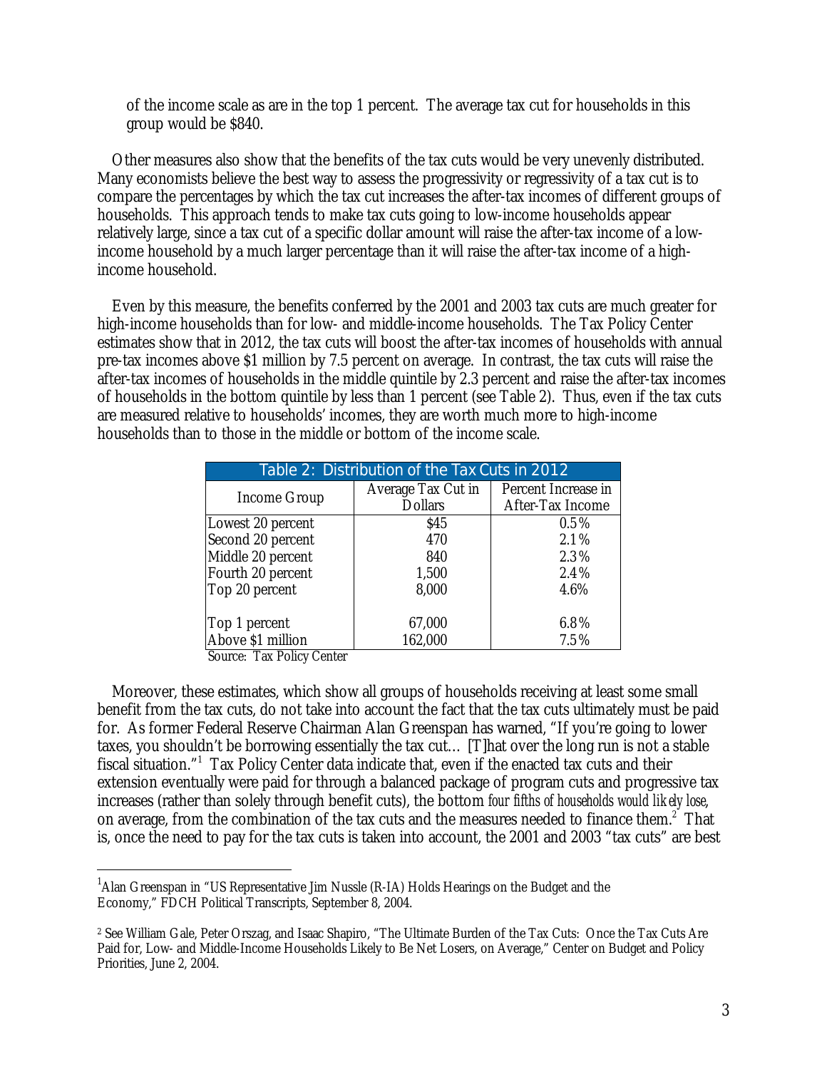of the income scale as are in the top 1 percent. The average tax cut for households in this group would be $840.

Other measures also show that the benefits of the tax cuts would be very unevenly distributed. Many economists believe the best way to assess the progressivity or regressivity of a tax cut is to compare the percentages by which the tax cut increases the after-tax incomes of different groups of households. This approach tends to make tax cuts going to low-income households appear relatively large, since a tax cut of a specific dollar amount will raise the after-tax income of a low-income household by a much larger percentage than it will raise the after-tax income of a high-income household.

Even by this measure, the benefits conferred by the 2001 and 2003 tax cuts are much greater for high-income households than for low- and middle-income households. The Tax Policy Center estimates show that in 2012, the tax cuts will boost the after-tax incomes of households with annual pre-tax incomes above $1 million by 7.5 percent on average. In contrast, the tax cuts will raise the after-tax incomes of households in the middle quintile by 2.3 percent and raise the after-tax incomes of households in the bottom quintile by less than 1 percent (see Table 2). Thus, even if the tax cuts are measured relative to households' incomes, they are worth much more to high-income households than to those in the middle or bottom of the income scale.

**Table 2: Distribution of the Tax Cuts in 2012**

| Income Group | Average Tax Cut in Dollars | Percent Increase in After-Tax Income |
|---|---|---|
| Lowest 20 percent | $45 | 0.5% |
| Second 20 percent | 470 | 2.1% |
| Middle 20 percent | 840 | 2.3% |
| Fourth 20 percent | 1,500 | 2.4% |
| Top 20 percent | 8,000 | 4.6% |
| Top 1 percent | 67,000 | 6.8% |
| Above $1 million | 162,000 | 7.5% |

Source: Tax Policy Center

Moreover, these estimates, which show all groups of households receiving at least some small benefit from the tax cuts, do not take into account the fact that the tax cuts ultimately must be paid for. As former Federal Reserve Chairman Alan Greenspan has warned, "If you're going to lower taxes, you shouldn't be borrowing essentially the tax cut… [T]hat over the long run is not a stable fiscal situation."[1] Tax Policy Center data indicate that, even if the enacted tax cuts and their extension eventually were paid for through a balanced package of program cuts and progressive tax increases (rather than solely through benefit cuts), the bottom *four fifths of households would likely lose*, on average, from the combination of the tax cuts and the measures needed to finance them.[2] That is, once the need to pay for the tax cuts is taken into account, the 2001 and 2003 "tax cuts" are best

---

[1] Alan Greenspan in "US Representative Jim Nussle (R-IA) Holds Hearings on the Budget and the Economy," FDCH Political Transcripts, September 8, 2004.

[2] See William Gale, Peter Orszag, and Isaac Shapiro, "The Ultimate Burden of the Tax Cuts: Once the Tax Cuts Are Paid for, Low- and Middle-Income Households Likely to Be Net Losers, on Average," Center on Budget and Policy Priorities, June 2, 2004.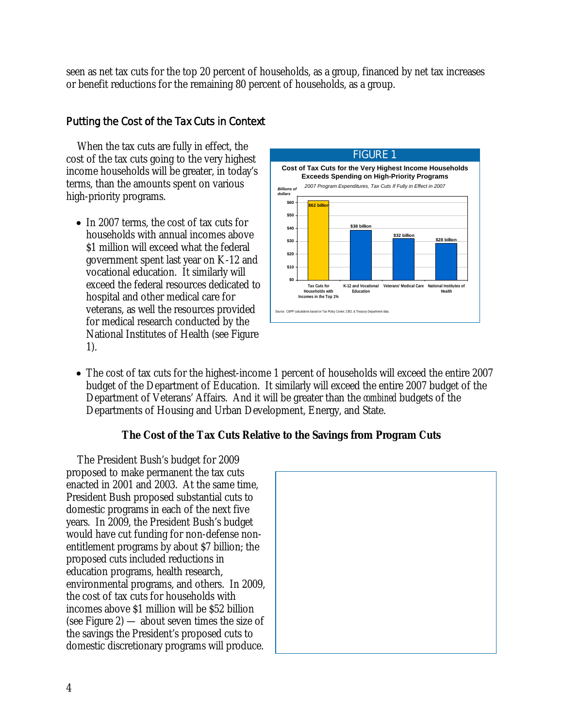seen as net tax cuts for the top 20 percent of households, as a group, financed by net tax increases or benefit reductions for the remaining 80 percent of households, as a group.

## Putting the Cost of the Tax Cuts in Context

When the tax cuts are fully in effect, the cost of the tax cuts going to the very highest income households will be greater, in today's terms, than the amounts spent on various high-priority programs.

- In 2007 terms, the cost of tax cuts for households with annual incomes above $1 million will exceed what the federal government spent last year on K-12 and vocational education. It similarly will exceed the federal resources dedicated to hospital and other medical care for veterans, as well the resources provided for medical research conducted by the National Institutes of Health (see Figure 1).

FIGURE 1

**Cost of Tax Cuts for the Very Highest Income Households Exceeds Spending on High-Priority Programs**

*2007 Program Expenditures, Tax Cuts If Fully in Effect in 2007*

| | Billions of dollars |
|---|---|
| Tax Cuts for Households with Incomes in the Top 1% | $62 billion |
| K-12 and Vocational Education | $38 billion |
| Veterans' Medical Care | $32 billion |
| National Institutes of Health | $28 billion |

Source: CBPP calculations based on Tax Policy Center, CBO, & Treasury Department data.

- The cost of tax cuts for the highest-income 1 percent of households will exceed the entire 2007 budget of the Department of Education. It similarly will exceed the entire 2007 budget of the Department of Veterans' Affairs. And it will be greater than the *combined* budgets of the Departments of Housing and Urban Development, Energy, and State.

### The Cost of the Tax Cuts Relative to the Savings from Program Cuts

The President Bush's budget for 2009 proposed to make permanent the tax cuts enacted in 2001 and 2003. At the same time, President Bush proposed substantial cuts to domestic programs in each of the next five years. In 2009, the President Bush's budget would have cut funding for non-defense non-entitlement programs by about $7 billion; the proposed cuts included reductions in education programs, health research, environmental programs, and others. In 2009, the cost of tax cuts for households with incomes above $1 million will be $52 billion (see Figure 2) — about seven times the size of the savings the President's proposed cuts to domestic discretionary programs will produce.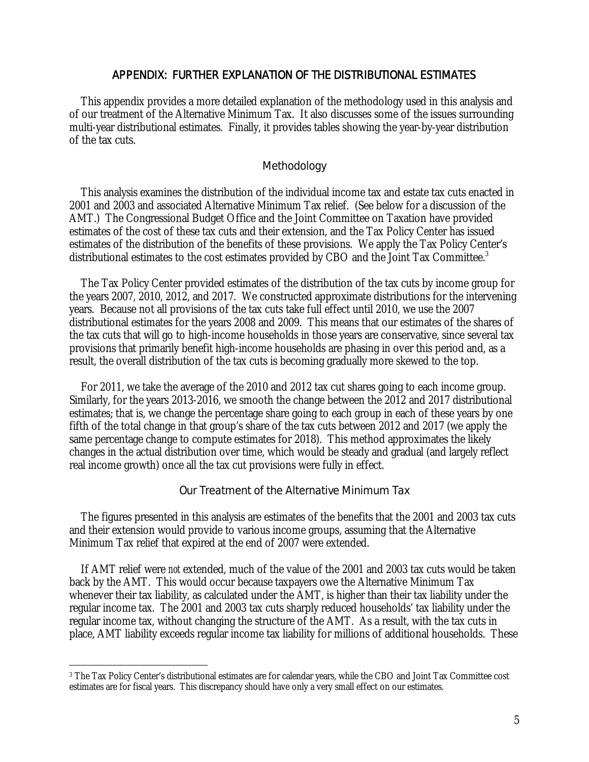## APPENDIX: FURTHER EXPLANATION OF THE DISTRIBUTIONAL ESTIMATES

This appendix provides a more detailed explanation of the methodology used in this analysis and of our treatment of the Alternative Minimum Tax. It also discusses some of the issues surrounding multi-year distributional estimates. Finally, it provides tables showing the year-by-year distribution of the tax cuts.

### Methodology

This analysis examines the distribution of the individual income tax and estate tax cuts enacted in 2001 and 2003 and associated Alternative Minimum Tax relief. (See below for a discussion of the AMT.) The Congressional Budget Office and the Joint Committee on Taxation have provided estimates of the cost of these tax cuts and their extension, and the Tax Policy Center has issued estimates of the distribution of the benefits of these provisions. We apply the Tax Policy Center's distributional estimates to the cost estimates provided by CBO and the Joint Tax Committee.[3]

The Tax Policy Center provided estimates of the distribution of the tax cuts by income group for the years 2007, 2010, 2012, and 2017. We constructed approximate distributions for the intervening years. Because not all provisions of the tax cuts take full effect until 2010, we use the 2007 distributional estimates for the years 2008 and 2009. This means that our estimates of the shares of the tax cuts that will go to high-income households in those years are conservative, since several tax provisions that primarily benefit high-income households are phasing in over this period and, as a result, the overall distribution of the tax cuts is becoming gradually more skewed to the top.

For 2011, we take the average of the 2010 and 2012 tax cut shares going to each income group. Similarly, for the years 2013-2016, we smooth the change between the 2012 and 2017 distributional estimates; that is, we change the percentage share going to each group in each of these years by one fifth of the total change in that group's share of the tax cuts between 2012 and 2017 (we apply the same percentage change to compute estimates for 2018). This method approximates the likely changes in the actual distribution over time, which would be steady and gradual (and largely reflect real income growth) once all the tax cut provisions were fully in effect.

### Our Treatment of the Alternative Minimum Tax

The figures presented in this analysis are estimates of the benefits that the 2001 and 2003 tax cuts and their extension would provide to various income groups, assuming that the Alternative Minimum Tax relief that expired at the end of 2007 were extended.

If AMT relief were *not* extended, much of the value of the 2001 and 2003 tax cuts would be taken back by the AMT. This would occur because taxpayers owe the Alternative Minimum Tax whenever their tax liability, as calculated under the AMT, is higher than their tax liability under the regular income tax. The 2001 and 2003 tax cuts sharply reduced households' tax liability under the regular income tax, without changing the structure of the AMT. As a result, with the tax cuts in place, AMT liability exceeds regular income tax liability for millions of additional households. These

[3] The Tax Policy Center's distributional estimates are for calendar years, while the CBO and Joint Tax Committee cost estimates are for fiscal years. This discrepancy should have only a very small effect on our estimates.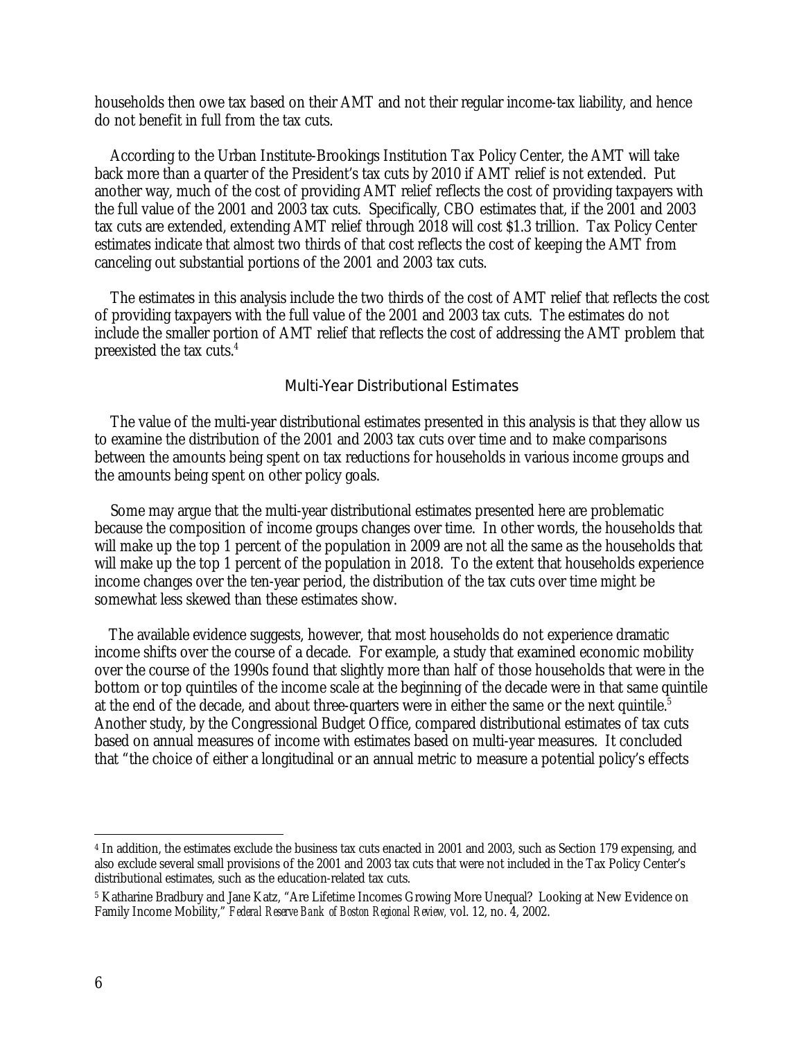households then owe tax based on their AMT and not their regular income-tax liability, and hence do not benefit in full from the tax cuts.

According to the Urban Institute-Brookings Institution Tax Policy Center, the AMT will take back more than a quarter of the President's tax cuts by 2010 if AMT relief is not extended. Put another way, much of the cost of providing AMT relief reflects the cost of providing taxpayers with the full value of the 2001 and 2003 tax cuts. Specifically, CBO estimates that, if the 2001 and 2003 tax cuts are extended, extending AMT relief through 2018 will cost \$1.3 trillion. Tax Policy Center estimates indicate that almost two thirds of that cost reflects the cost of keeping the AMT from canceling out substantial portions of the 2001 and 2003 tax cuts.

The estimates in this analysis include the two thirds of the cost of AMT relief that reflects the cost of providing taxpayers with the full value of the 2001 and 2003 tax cuts. The estimates do not include the smaller portion of AMT relief that reflects the cost of addressing the AMT problem that preexisted the tax cuts.[4]

## Multi-Year Distributional Estimates

The value of the multi-year distributional estimates presented in this analysis is that they allow us to examine the distribution of the 2001 and 2003 tax cuts over time and to make comparisons between the amounts being spent on tax reductions for households in various income groups and the amounts being spent on other policy goals.

Some may argue that the multi-year distributional estimates presented here are problematic because the composition of income groups changes over time. In other words, the households that will make up the top 1 percent of the population in 2009 are not all the same as the households that will make up the top 1 percent of the population in 2018. To the extent that households experience income changes over the ten-year period, the distribution of the tax cuts over time might be somewhat less skewed than these estimates show.

The available evidence suggests, however, that most households do not experience dramatic income shifts over the course of a decade. For example, a study that examined economic mobility over the course of the 1990s found that slightly more than half of those households that were in the bottom or top quintiles of the income scale at the beginning of the decade were in that same quintile at the end of the decade, and about three-quarters were in either the same or the next quintile.[5] Another study, by the Congressional Budget Office, compared distributional estimates of tax cuts based on annual measures of income with estimates based on multi-year measures. It concluded that "the choice of either a longitudinal or an annual metric to measure a potential policy's effects

---

[4] In addition, the estimates exclude the business tax cuts enacted in 2001 and 2003, such as Section 179 expensing, and also exclude several small provisions of the 2001 and 2003 tax cuts that were not included in the Tax Policy Center's distributional estimates, such as the education-related tax cuts.

[5] Katharine Bradbury and Jane Katz, "Are Lifetime Incomes Growing More Unequal? Looking at New Evidence on Family Income Mobility," *Federal Reserve Bank of Boston Regional Review*, vol. 12, no. 4, 2002.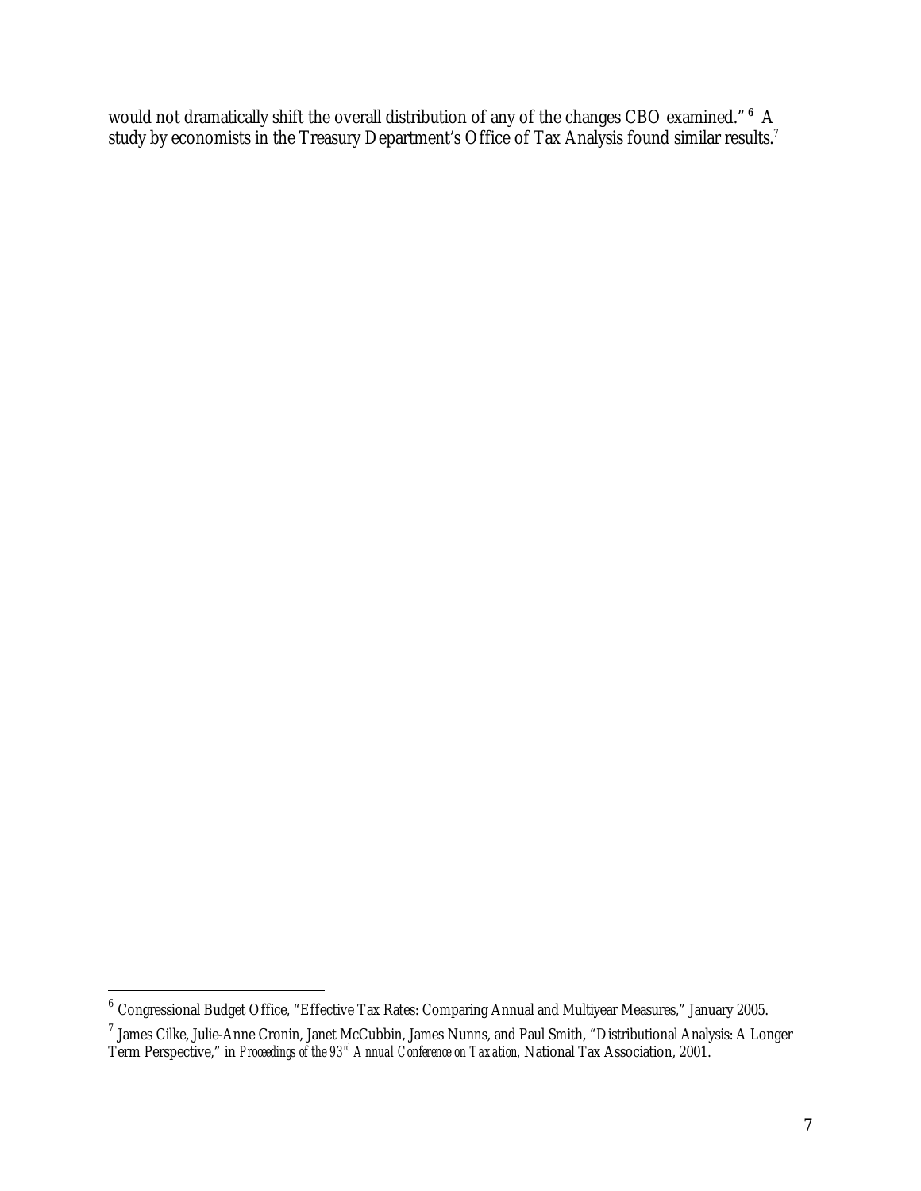would not dramatically shift the overall distribution of any of the changes CBO examined."[6] A study by economists in the Treasury Department's Office of Tax Analysis found similar results.[7]

---

[6] Congressional Budget Office, "Effective Tax Rates: Comparing Annual and Multiyear Measures," January 2005.

[7] James Cilke, Julie-Anne Cronin, Janet McCubbin, James Nunns, and Paul Smith, "Distributional Analysis: A Longer Term Perspective," in *Proceedings of the 93rd Annual Conference on Taxation,* National Tax Association, 2001.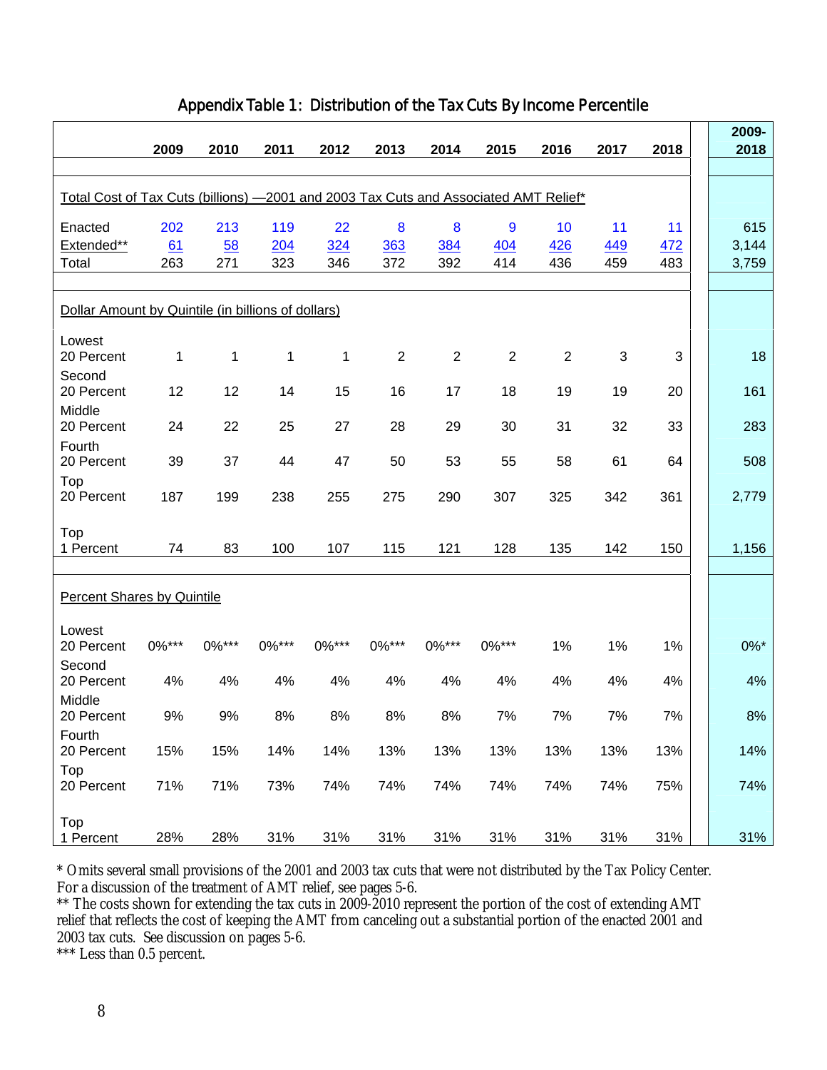## Appendix Table 1: Distribution of the Tax Cuts By Income Percentile

| | 2009 | 2010 | 2011 | 2012 | 2013 | 2014 | 2015 | 2016 | 2017 | 2018 | 2009-2018 |
|---|---|---|---|---|---|---|---|---|---|---|---|
| Total Cost of Tax Cuts (billions) —2001 and 2003 Tax Cuts and Associated AMT Relief* | | | | | | | | | | | |
| Enacted | 202 | 213 | 119 | 22 | 8 | 8 | 9 | 10 | 11 | 11 | 615 |
| Extended** | 61 | 58 | 204 | 324 | 363 | 384 | 404 | 426 | 449 | 472 | 3,144 |
| Total | 263 | 271 | 323 | 346 | 372 | 392 | 414 | 436 | 459 | 483 | 3,759 |
| Dollar Amount by Quintile (in billions of dollars) | | | | | | | | | | | |
| Lowest 20 Percent | 1 | 1 | 1 | 1 | 2 | 2 | 2 | 2 | 3 | 3 | 18 |
| Second 20 Percent | 12 | 12 | 14 | 15 | 16 | 17 | 18 | 19 | 19 | 20 | 161 |
| Middle 20 Percent | 24 | 22 | 25 | 27 | 28 | 29 | 30 | 31 | 32 | 33 | 283 |
| Fourth 20 Percent | 39 | 37 | 44 | 47 | 50 | 53 | 55 | 58 | 61 | 64 | 508 |
| Top 20 Percent | 187 | 199 | 238 | 255 | 275 | 290 | 307 | 325 | 342 | 361 | 2,779 |
| Top 1 Percent | 74 | 83 | 100 | 107 | 115 | 121 | 128 | 135 | 142 | 150 | 1,156 |
| Percent Shares by Quintile | | | | | | | | | | | |
| Lowest 20 Percent | 0%*** | 0%*** | 0%*** | 0%*** | 0%*** | 0%*** | 0%*** | 1% | 1% | 1% | 0%* |
| Second 20 Percent | 4% | 4% | 4% | 4% | 4% | 4% | 4% | 4% | 4% | 4% | 4% |
| Middle 20 Percent | 9% | 9% | 8% | 8% | 8% | 8% | 7% | 7% | 7% | 7% | 8% |
| Fourth 20 Percent | 15% | 15% | 14% | 14% | 13% | 13% | 13% | 13% | 13% | 13% | 14% |
| Top 20 Percent | 71% | 71% | 73% | 74% | 74% | 74% | 74% | 74% | 74% | 75% | 74% |
| Top 1 Percent | 28% | 28% | 31% | 31% | 31% | 31% | 31% | 31% | 31% | 31% | 31% |

* Omits several small provisions of the 2001 and 2003 tax cuts that were not distributed by the Tax Policy Center. For a discussion of the treatment of AMT relief, see pages 5-6.

** The costs shown for extending the tax cuts in 2009-2010 represent the portion of the cost of extending AMT relief that reflects the cost of keeping the AMT from canceling out a substantial portion of the enacted 2001 and 2003 tax cuts. See discussion on pages 5-6.

*** Less than 0.5 percent.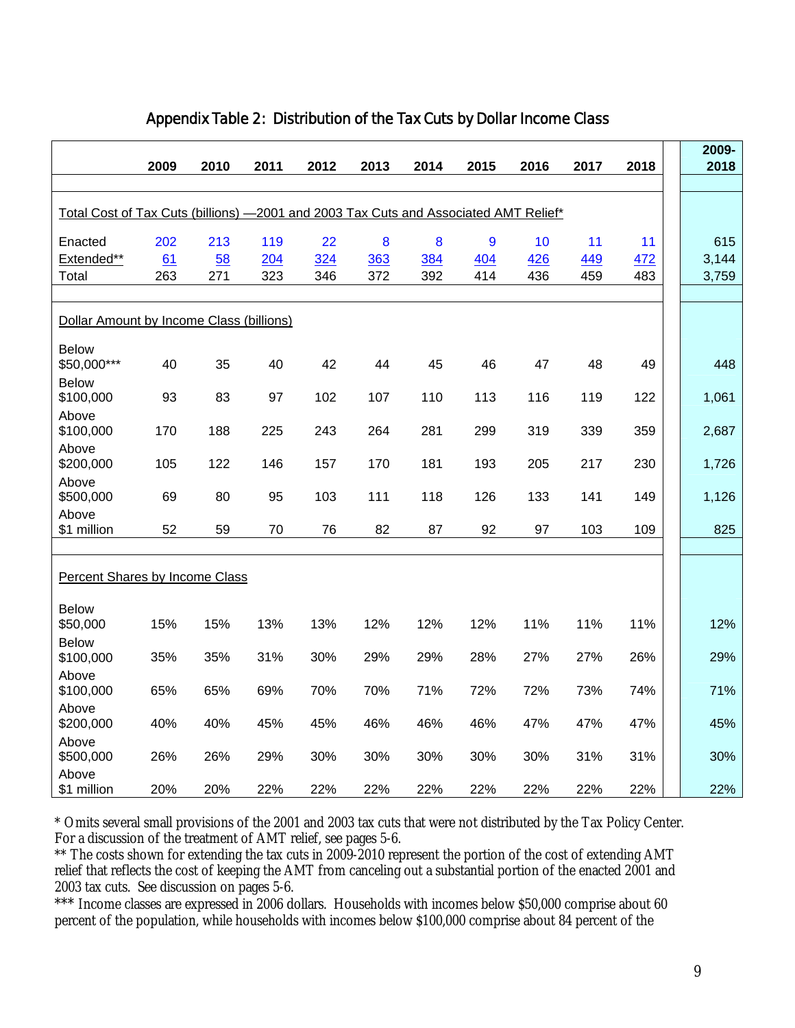## Appendix Table 2: Distribution of the Tax Cuts by Dollar Income Class

| | 2009 | 2010 | 2011 | 2012 | 2013 | 2014 | 2015 | 2016 | 2017 | 2018 | 2009-2018 |
|---|---|---|---|---|---|---|---|---|---|---|---|
| **Total Cost of Tax Cuts (billions) —2001 and 2003 Tax Cuts and Associated AMT Relief*** | | | | | | | | | | | |
| Enacted | 202 | 213 | 119 | 22 | 8 | 8 | 9 | 10 | 11 | 11 | 615 |
| Extended** | 61 | 58 | 204 | 324 | 363 | 384 | 404 | 426 | 449 | 472 | 3,144 |
| Total | 263 | 271 | 323 | 346 | 372 | 392 | 414 | 436 | 459 | 483 | 3,759 |
| **Dollar Amount by Income Class (billions)** | | | | | | | | | | | |
| Below $50,000*** | 40 | 35 | 40 | 42 | 44 | 45 | 46 | 47 | 48 | 49 | 448 |
| Below $100,000 | 93 | 83 | 97 | 102 | 107 | 110 | 113 | 116 | 119 | 122 | 1,061 |
| Above $100,000 | 170 | 188 | 225 | 243 | 264 | 281 | 299 | 319 | 339 | 359 | 2,687 |
| Above $200,000 | 105 | 122 | 146 | 157 | 170 | 181 | 193 | 205 | 217 | 230 | 1,726 |
| Above $500,000 | 69 | 80 | 95 | 103 | 111 | 118 | 126 | 133 | 141 | 149 | 1,126 |
| Above $1 million | 52 | 59 | 70 | 76 | 82 | 87 | 92 | 97 | 103 | 109 | 825 |
| **Percent Shares by Income Class** | | | | | | | | | | | |
| Below $50,000 | 15% | 15% | 13% | 13% | 12% | 12% | 12% | 11% | 11% | 11% | 12% |
| Below $100,000 | 35% | 35% | 31% | 30% | 29% | 29% | 28% | 27% | 27% | 26% | 29% |
| Above $100,000 | 65% | 65% | 69% | 70% | 70% | 71% | 72% | 72% | 73% | 74% | 71% |
| Above $200,000 | 40% | 40% | 45% | 45% | 46% | 46% | 46% | 47% | 47% | 47% | 45% |
| Above $500,000 | 26% | 26% | 29% | 30% | 30% | 30% | 30% | 30% | 31% | 31% | 30% |
| Above $1 million | 20% | 20% | 22% | 22% | 22% | 22% | 22% | 22% | 22% | 22% | 22% |

* Omits several small provisions of the 2001 and 2003 tax cuts that were not distributed by the Tax Policy Center. For a discussion of the treatment of AMT relief, see pages 5-6.

** The costs shown for extending the tax cuts in 2009-2010 represent the portion of the cost of extending AMT relief that reflects the cost of keeping the AMT from canceling out a substantial portion of the enacted 2001 and 2003 tax cuts. See discussion on pages 5-6.

*** Income classes are expressed in 2006 dollars. Households with incomes below $50,000 comprise about 60 percent of the population, while households with incomes below $100,000 comprise about 84 percent of the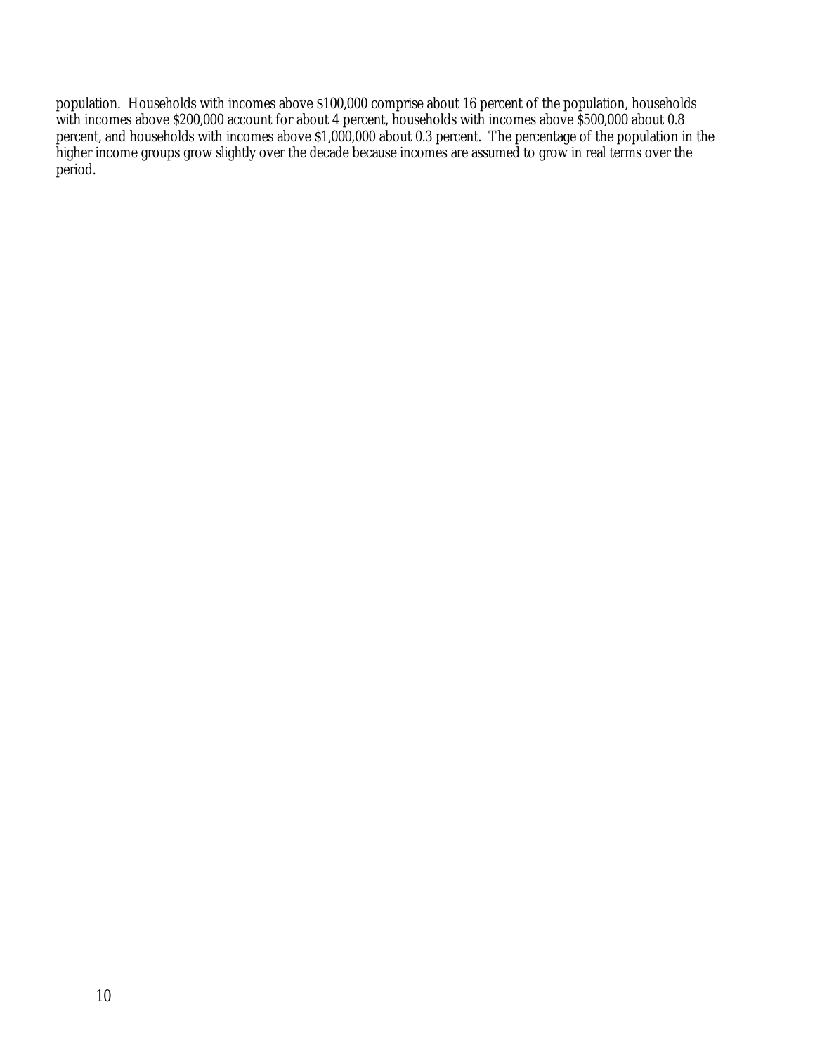population. Households with incomes above $100,000 comprise about 16 percent of the population, households with incomes above $200,000 account for about 4 percent, households with incomes above $500,000 about 0.8 percent, and households with incomes above $1,000,000 about 0.3 percent. The percentage of the population in the higher income groups grow slightly over the decade because incomes are assumed to grow in real terms over the period.